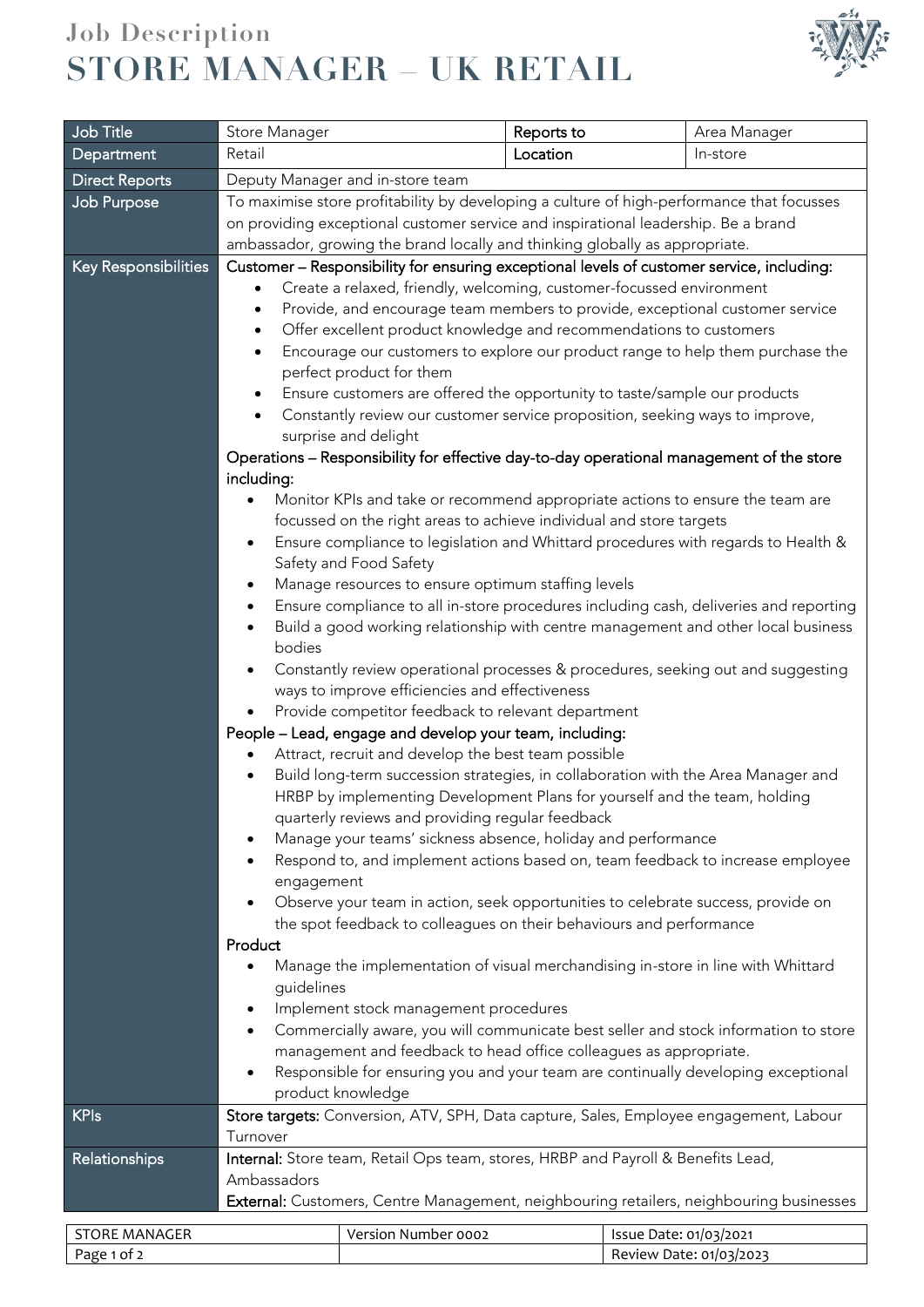# Job Description
# STORE MANAGER – UK RETAIL

| Job Title | Store Manager | Reports to | Area Manager |
|---|---|---|---|
| Department | Retail | Location | In-store |
| Direct Reports | Deputy Manager and in-store team | | |
| Job Purpose | To maximise store profitability by developing a culture of high-performance that focusses on providing exceptional customer service and inspirational leadership. Be a brand ambassador, growing the brand locally and thinking globally as appropriate. | | |
| Key Responsibilities | Customer – Responsibility for ensuring exceptional levels of customer service, including:<br>• Create a relaxed, friendly, welcoming, customer-focussed environment<br>• Provide, and encourage team members to provide, exceptional customer service<br>• Offer excellent product knowledge and recommendations to customers<br>• Encourage our customers to explore our product range to help them purchase the perfect product for them<br>• Ensure customers are offered the opportunity to taste/sample our products<br>• Constantly review our customer service proposition, seeking ways to improve, surprise and delight<br>Operations – Responsibility for effective day-to-day operational management of the store including:<br>• Monitor KPIs and take or recommend appropriate actions to ensure the team are focussed on the right areas to achieve individual and store targets<br>• Ensure compliance to legislation and Whittard procedures with regards to Health & Safety and Food Safety<br>• Manage resources to ensure optimum staffing levels<br>• Ensure compliance to all in-store procedures including cash, deliveries and reporting<br>• Build a good working relationship with centre management and other local business bodies<br>• Constantly review operational processes & procedures, seeking out and suggesting ways to improve efficiencies and effectiveness<br>• Provide competitor feedback to relevant department<br>People – Lead, engage and develop your team, including:<br>• Attract, recruit and develop the best team possible<br>• Build long-term succession strategies, in collaboration with the Area Manager and HRBP by implementing Development Plans for yourself and the team, holding quarterly reviews and providing regular feedback<br>• Manage your teams' sickness absence, holiday and performance<br>• Respond to, and implement actions based on, team feedback to increase employee engagement<br>• Observe your team in action, seek opportunities to celebrate success, provide on the spot feedback to colleagues on their behaviours and performance<br>Product<br>• Manage the implementation of visual merchandising in-store in line with Whittard guidelines<br>• Implement stock management procedures<br>• Commercially aware, you will communicate best seller and stock information to store management and feedback to head office colleagues as appropriate.<br>• Responsible for ensuring you and your team are continually developing exceptional product knowledge | | |
| KPIs | **Store targets:** Conversion, ATV, SPH, Data capture, Sales, Employee engagement, Labour Turnover | | |
| Relationships | **Internal:** Store team, Retail Ops team, stores, HRBP and Payroll & Benefits Lead, Ambassadors<br>**External:** Customers, Centre Management, neighbouring retailers, neighbouring businesses | | |

| STORE MANAGER | Version Number 0002 | Issue Date: 01/03/2021 |
|---|---|---|
| | | Review Date: 01/03/2023 |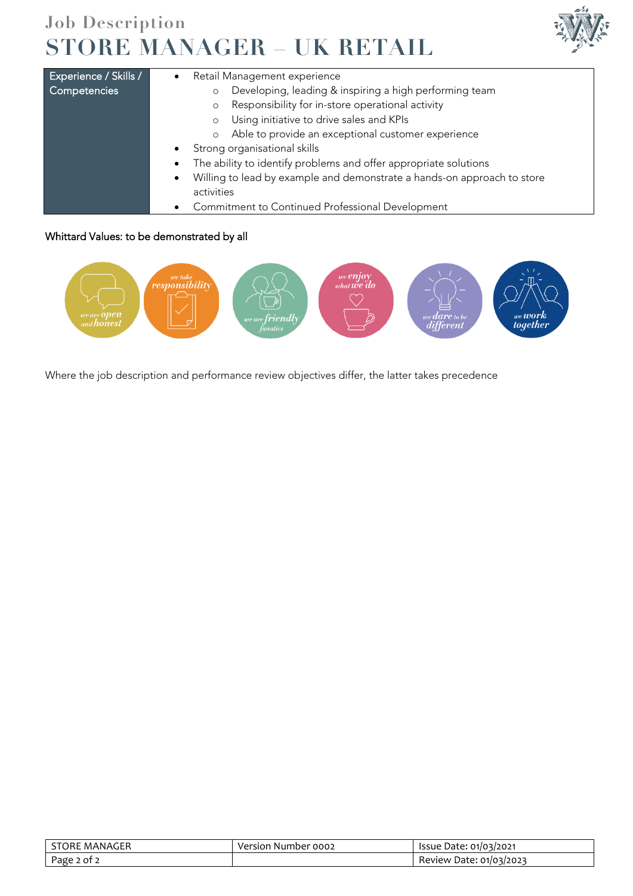# Job Description
# STORE MANAGER – UK RETAIL

| | |
|---|---|
| Experience / Skills / Competencies | • Retail Management experience<br>  ○ Developing, leading & inspiring a high performing team<br>  ○ Responsibility for in-store operational activity<br>  ○ Using initiative to drive sales and KPIs<br>  ○ Able to provide an exceptional customer experience<br>• Strong organisational skills<br>• The ability to identify problems and offer appropriate solutions<br>• Willing to lead by example and demonstrate a hands-on approach to store activities<br>• Commitment to Continued Professional Development |

Whittard Values: to be demonstrated by all

we are open and honest

we take responsibility

we are friendly fanatics

we enjoy what we do

we dare to be different

we work together

Where the job description and performance review objectives differ, the latter takes precedence

| | | |
|---|---|---|
| STORE MANAGER | Version Number 0002 | Issue Date: 01/03/2021 |
| | | Review Date: 01/03/2023 |